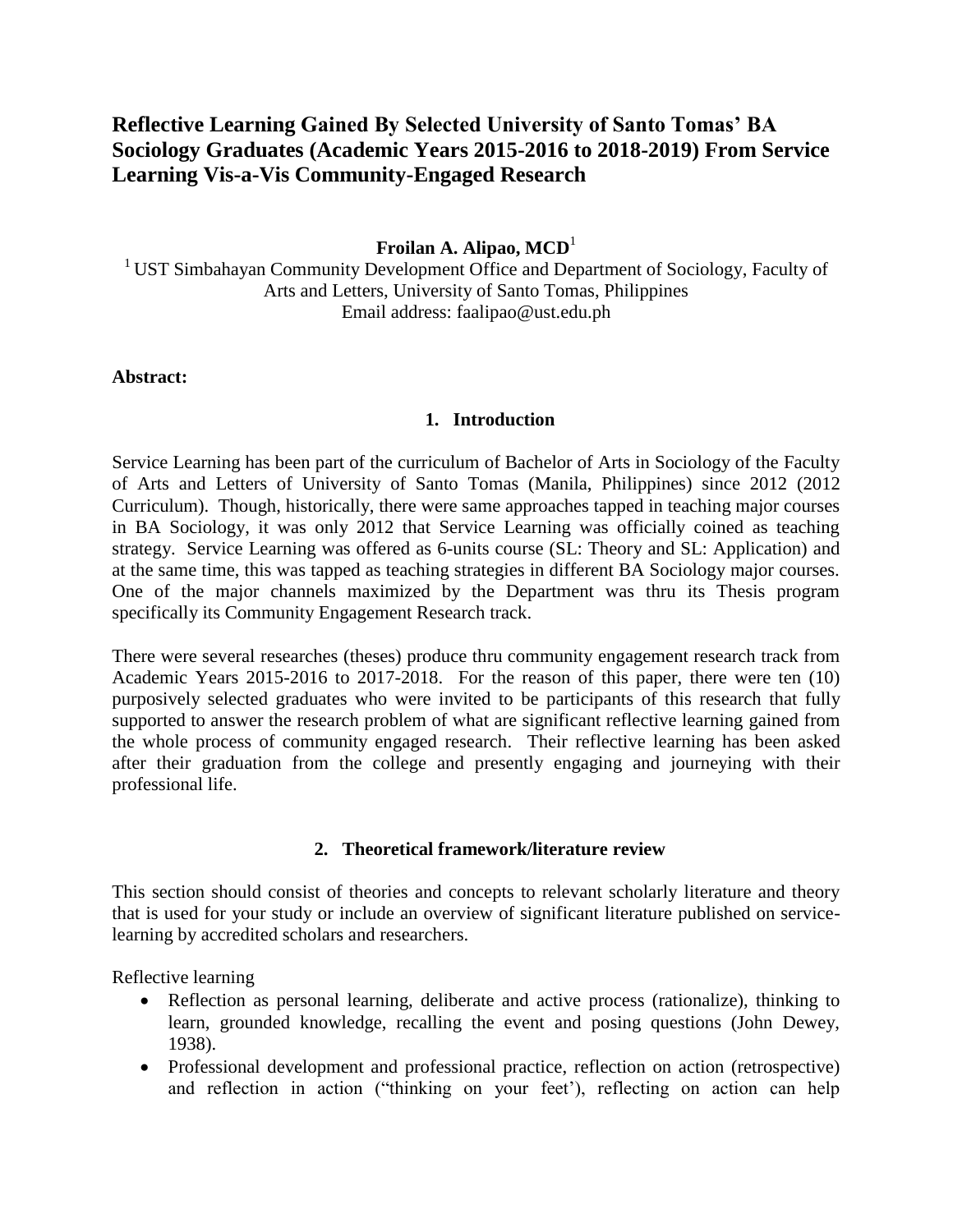# Reflective Learning Gained By Selected University of Santo Tomas' BA Sociology Graduates (Academic Years 2015-2016 to 2018-2019) From Service Learning Vis-a-Vis Community-Engaged Research

**Froilan A. Alipao, MCD**[1]

[1] UST Simbahayan Community Development Office and Department of Sociology, Faculty of Arts and Letters, University of Santo Tomas, Philippines
Email address: faalipao@ust.edu.ph

**Abstract:**

## 1. Introduction

Service Learning has been part of the curriculum of Bachelor of Arts in Sociology of the Faculty of Arts and Letters of University of Santo Tomas (Manila, Philippines) since 2012 (2012 Curriculum). Though, historically, there were same approaches tapped in teaching major courses in BA Sociology, it was only 2012 that Service Learning was officially coined as teaching strategy. Service Learning was offered as 6-units course (SL: Theory and SL: Application) and at the same time, this was tapped as teaching strategies in different BA Sociology major courses. One of the major channels maximized by the Department was thru its Thesis program specifically its Community Engagement Research track.

There were several researches (theses) produce thru community engagement research track from Academic Years 2015-2016 to 2017-2018. For the reason of this paper, there were ten (10) purposively selected graduates who were invited to be participants of this research that fully supported to answer the research problem of what are significant reflective learning gained from the whole process of community engaged research. Their reflective learning has been asked after their graduation from the college and presently engaging and journeying with their professional life.

## 2. Theoretical framework/literature review

This section should consist of theories and concepts to relevant scholarly literature and theory that is used for your study or include an overview of significant literature published on service-learning by accredited scholars and researchers.

Reflective learning

- Reflection as personal learning, deliberate and active process (rationalize), thinking to learn, grounded knowledge, recalling the event and posing questions (John Dewey, 1938).
- Professional development and professional practice, reflection on action (retrospective) and reflection in action ("thinking on your feet'), reflecting on action can help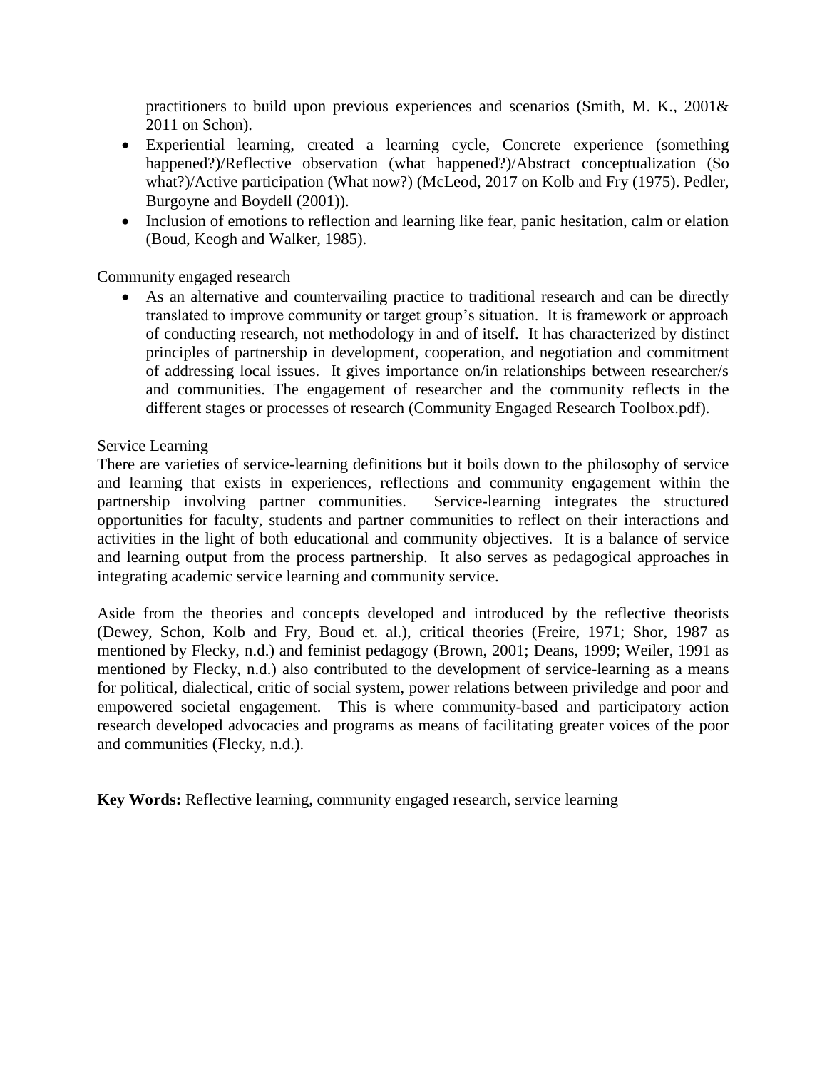practitioners to build upon previous experiences and scenarios (Smith, M. K., 2001& 2011 on Schon).

- Experiential learning, created a learning cycle, Concrete experience (something happened?)/Reflective observation (what happened?)/Abstract conceptualization (So what?)/Active participation (What now?) (McLeod, 2017 on Kolb and Fry (1975). Pedler, Burgoyne and Boydell (2001)).
- Inclusion of emotions to reflection and learning like fear, panic hesitation, calm or elation (Boud, Keogh and Walker, 1985).

Community engaged research

- As an alternative and countervailing practice to traditional research and can be directly translated to improve community or target group's situation. It is framework or approach of conducting research, not methodology in and of itself. It has characterized by distinct principles of partnership in development, cooperation, and negotiation and commitment of addressing local issues. It gives importance on/in relationships between researcher/s and communities. The engagement of researcher and the community reflects in the different stages or processes of research (Community Engaged Research Toolbox.pdf).

Service Learning

There are varieties of service-learning definitions but it boils down to the philosophy of service and learning that exists in experiences, reflections and community engagement within the partnership involving partner communities. Service-learning integrates the structured opportunities for faculty, students and partner communities to reflect on their interactions and activities in the light of both educational and community objectives. It is a balance of service and learning output from the process partnership. It also serves as pedagogical approaches in integrating academic service learning and community service.

Aside from the theories and concepts developed and introduced by the reflective theorists (Dewey, Schon, Kolb and Fry, Boud et. al.), critical theories (Freire, 1971; Shor, 1987 as mentioned by Flecky, n.d.) and feminist pedagogy (Brown, 2001; Deans, 1999; Weiler, 1991 as mentioned by Flecky, n.d.) also contributed to the development of service-learning as a means for political, dialectical, critic of social system, power relations between priviledge and poor and empowered societal engagement. This is where community-based and participatory action research developed advocacies and programs as means of facilitating greater voices of the poor and communities (Flecky, n.d.).

**Key Words:** Reflective learning, community engaged research, service learning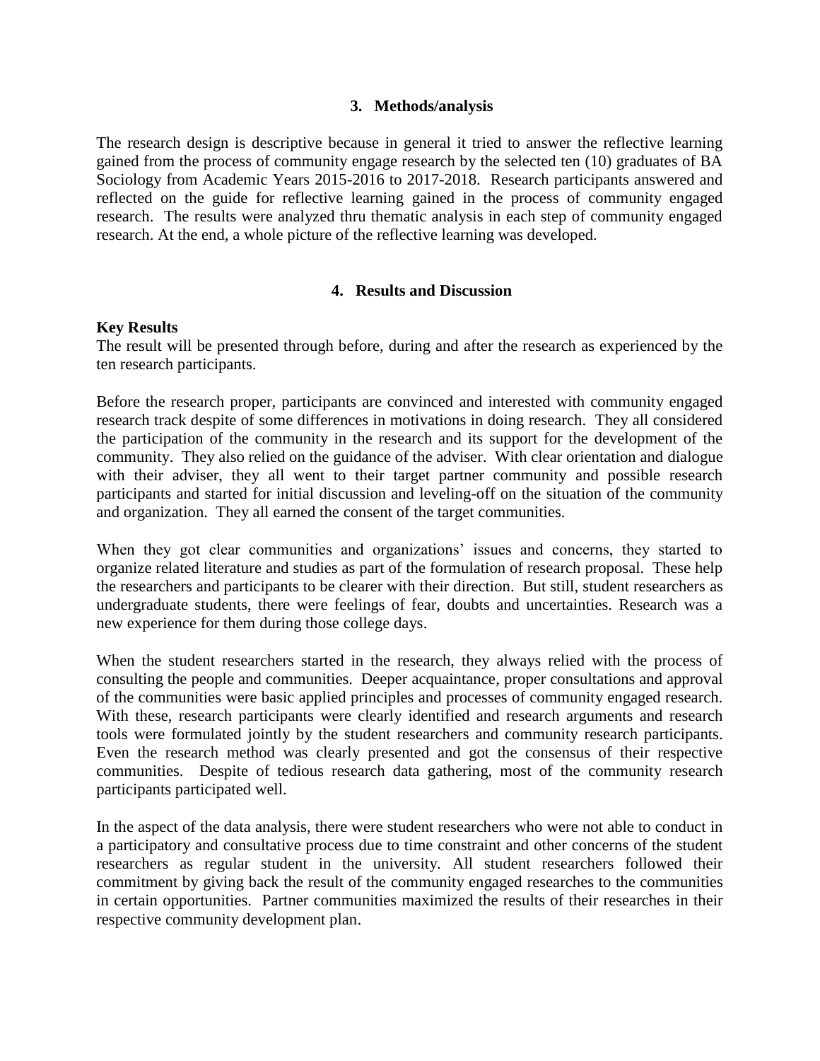## 3. Methods/analysis

The research design is descriptive because in general it tried to answer the reflective learning gained from the process of community engage research by the selected ten (10) graduates of BA Sociology from Academic Years 2015-2016 to 2017-2018. Research participants answered and reflected on the guide for reflective learning gained in the process of community engaged research. The results were analyzed thru thematic analysis in each step of community engaged research. At the end, a whole picture of the reflective learning was developed.

## 4. Results and Discussion

**Key Results**

The result will be presented through before, during and after the research as experienced by the ten research participants.

Before the research proper, participants are convinced and interested with community engaged research track despite of some differences in motivations in doing research. They all considered the participation of the community in the research and its support for the development of the community. They also relied on the guidance of the adviser. With clear orientation and dialogue with their adviser, they all went to their target partner community and possible research participants and started for initial discussion and leveling-off on the situation of the community and organization. They all earned the consent of the target communities.

When they got clear communities and organizations' issues and concerns, they started to organize related literature and studies as part of the formulation of research proposal. These help the researchers and participants to be clearer with their direction. But still, student researchers as undergraduate students, there were feelings of fear, doubts and uncertainties. Research was a new experience for them during those college days.

When the student researchers started in the research, they always relied with the process of consulting the people and communities. Deeper acquaintance, proper consultations and approval of the communities were basic applied principles and processes of community engaged research. With these, research participants were clearly identified and research arguments and research tools were formulated jointly by the student researchers and community research participants. Even the research method was clearly presented and got the consensus of their respective communities. Despite of tedious research data gathering, most of the community research participants participated well.

In the aspect of the data analysis, there were student researchers who were not able to conduct in a participatory and consultative process due to time constraint and other concerns of the student researchers as regular student in the university. All student researchers followed their commitment by giving back the result of the community engaged researches to the communities in certain opportunities. Partner communities maximized the results of their researches in their respective community development plan.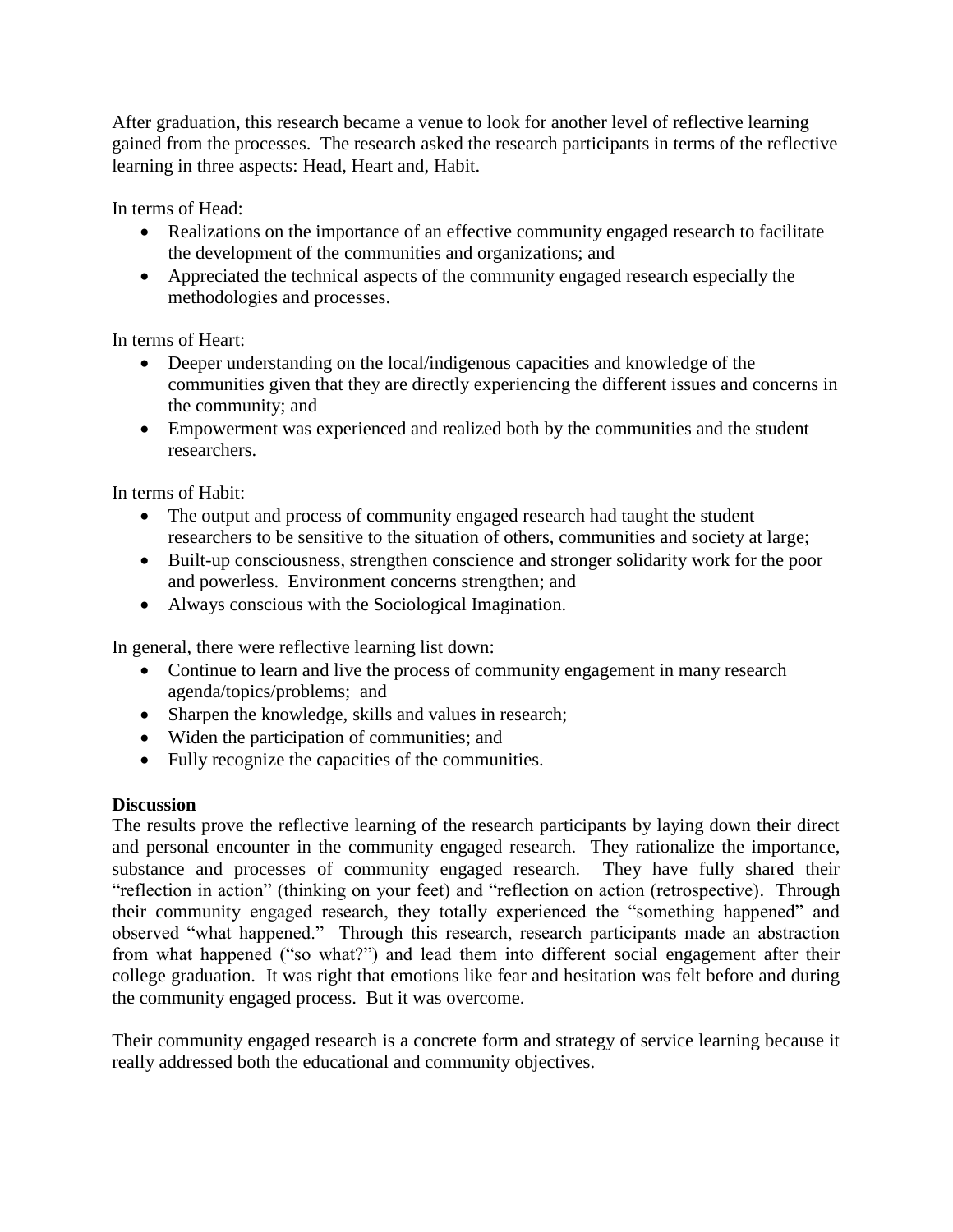After graduation, this research became a venue to look for another level of reflective learning gained from the processes. The research asked the research participants in terms of the reflective learning in three aspects: Head, Heart and, Habit.

In terms of Head:

- Realizations on the importance of an effective community engaged research to facilitate the development of the communities and organizations; and
- Appreciated the technical aspects of the community engaged research especially the methodologies and processes.

In terms of Heart:

- Deeper understanding on the local/indigenous capacities and knowledge of the communities given that they are directly experiencing the different issues and concerns in the community; and
- Empowerment was experienced and realized both by the communities and the student researchers.

In terms of Habit:

- The output and process of community engaged research had taught the student researchers to be sensitive to the situation of others, communities and society at large;
- Built-up consciousness, strengthen conscience and stronger solidarity work for the poor and powerless. Environment concerns strengthen; and
- Always conscious with the Sociological Imagination.

In general, there were reflective learning list down:

- Continue to learn and live the process of community engagement in many research agenda/topics/problems; and
- Sharpen the knowledge, skills and values in research;
- Widen the participation of communities; and
- Fully recognize the capacities of the communities.

**Discussion**

The results prove the reflective learning of the research participants by laying down their direct and personal encounter in the community engaged research. They rationalize the importance, substance and processes of community engaged research. They have fully shared their "reflection in action" (thinking on your feet) and "reflection on action (retrospective). Through their community engaged research, they totally experienced the "something happened" and observed "what happened." Through this research, research participants made an abstraction from what happened ("so what?") and lead them into different social engagement after their college graduation. It was right that emotions like fear and hesitation was felt before and during the community engaged process. But it was overcome.

Their community engaged research is a concrete form and strategy of service learning because it really addressed both the educational and community objectives.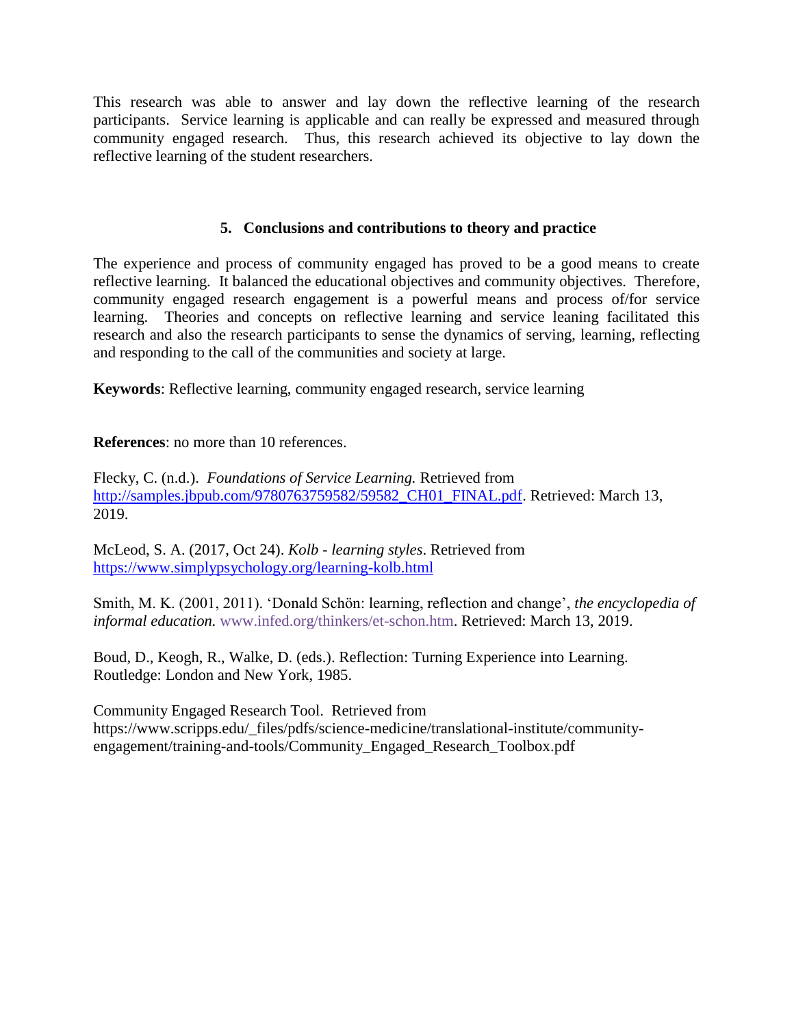This research was able to answer and lay down the reflective learning of the research participants. Service learning is applicable and can really be expressed and measured through community engaged research. Thus, this research achieved its objective to lay down the reflective learning of the student researchers.

## 5. Conclusions and contributions to theory and practice

The experience and process of community engaged has proved to be a good means to create reflective learning. It balanced the educational objectives and community objectives. Therefore, community engaged research engagement is a powerful means and process of/for service learning. Theories and concepts on reflective learning and service leaning facilitated this research and also the research participants to sense the dynamics of serving, learning, reflecting and responding to the call of the communities and society at large.

**Keywords**: Reflective learning, community engaged research, service learning

**References**: no more than 10 references.

Flecky, C. (n.d.). *Foundations of Service Learning.* Retrieved from http://samples.jbpub.com/9780763759582/59582_CH01_FINAL.pdf. Retrieved: March 13, 2019.

McLeod, S. A. (2017, Oct 24). *Kolb - learning styles*. Retrieved from https://www.simplypsychology.org/learning-kolb.html

Smith, M. K. (2001, 2011). 'Donald Schön: learning, reflection and change', *the encyclopedia of informal education.* www.infed.org/thinkers/et-schon.htm. Retrieved: March 13, 2019.

Boud, D., Keogh, R., Walke, D. (eds.). Reflection: Turning Experience into Learning. Routledge: London and New York, 1985.

Community Engaged Research Tool. Retrieved from https://www.scripps.edu/_files/pdfs/science-medicine/translational-institute/community-engagement/training-and-tools/Community_Engaged_Research_Toolbox.pdf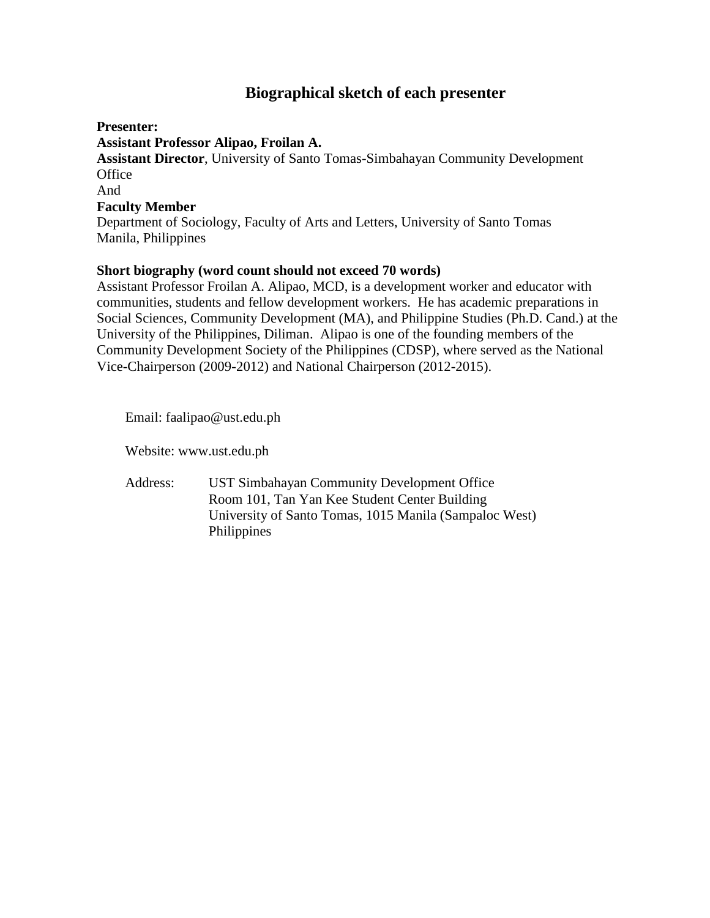## Biographical sketch of each presenter

**Presenter:**
**Assistant Professor Alipao, Froilan A.**
**Assistant Director**, University of Santo Tomas-Simbahayan Community Development Office
And
**Faculty Member**
Department of Sociology, Faculty of Arts and Letters, University of Santo Tomas
Manila, Philippines

**Short biography (word count should not exceed 70 words)**
Assistant Professor Froilan A. Alipao, MCD, is a development worker and educator with communities, students and fellow development workers. He has academic preparations in Social Sciences, Community Development (MA), and Philippine Studies (Ph.D. Cand.) at the University of the Philippines, Diliman. Alipao is one of the founding members of the Community Development Society of the Philippines (CDSP), where served as the National Vice-Chairperson (2009-2012) and National Chairperson (2012-2015).

Email: faalipao@ust.edu.ph

Website: www.ust.edu.ph

Address: UST Simbahayan Community Development Office
Room 101, Tan Yan Kee Student Center Building
University of Santo Tomas, 1015 Manila (Sampaloc West)
Philippines